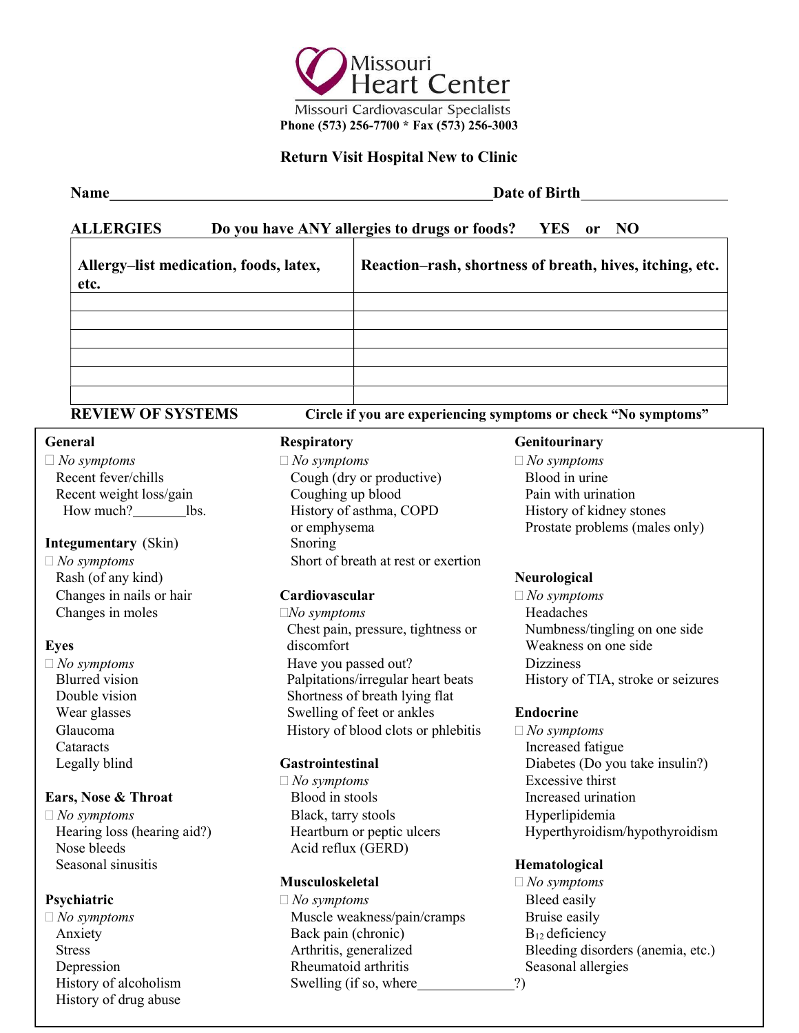# Missouri Heart Center

Missouri Cardiovascular Specialists

**Phone (573) 256-7700 * Fax (573) 256-3003**

## Return Visit Hospital New to Clinic

**Name**\_\_\_\_\_\_\_\_\_\_\_\_\_\_\_\_\_\_\_\_\_\_\_\_\_\_\_\_\_\_\_\_\_\_\_\_\_\_\_\_\_\_\_\_\_\_\_\_\_\_\_**Date of Birth**\_\_\_\_\_\_\_\_\_\_\_\_\_\_\_\_\_\_\_\_

**ALLERGIES** **Do you have ANY allergies to drugs or foods? YES or NO**

| Allergy–list medication, foods, latex, etc. | Reaction–rash, shortness of breath, hives, itching, etc. |
|---|---|
| | |
| | |
| | |
| | |
| | |
| | |

**REVIEW OF SYSTEMS** **Circle if you are experiencing symptoms or check "No symptoms"**

**General**
- ☐ *No symptoms*
- Recent fever/chills
- Recent weight loss/gain
- How much?\_\_\_\_\_\_\_\_lbs.

**Integumentary** (Skin)
- ☐ *No symptoms*
- Rash (of any kind)
- Changes in nails or hair
- Changes in moles

**Eyes**
- ☐ *No symptoms*
- Blurred vision
- Double vision
- Wear glasses
- Glaucoma
- Cataracts
- Legally blind

**Ears, Nose & Throat**
- ☐ *No symptoms*
- Hearing loss (hearing aid?)
- Nose bleeds
- Seasonal sinusitis

**Psychiatric**
- ☐ *No symptoms*
- Anxiety
- Stress
- Depression
- History of alcoholism
- History of drug abuse

**Respiratory**
- ☐ *No symptoms*
- Cough (dry or productive)
- Coughing up blood
- History of asthma, COPD or emphysema
- Snoring
- Short of breath at rest or exertion

**Cardiovascular**
- ☐ *No symptoms*
- Chest pain, pressure, tightness or discomfort
- Have you passed out?
- Palpitations/irregular heart beats
- Shortness of breath lying flat
- Swelling of feet or ankles
- History of blood clots or phlebitis

**Gastrointestinal**
- ☐ *No symptoms*
- Blood in stools
- Black, tarry stools
- Heartburn or peptic ulcers
- Acid reflux (GERD)

**Musculoskeletal**
- ☐ *No symptoms*
- Muscle weakness/pain/cramps
- Back pain (chronic)
- Arthritis, generalized
- Rheumatoid arthritis
- Swelling (if so, where\_\_\_\_\_\_\_\_\_\_\_\_\_\_?)

**Genitourinary**
- ☐ *No symptoms*
- Blood in urine
- Pain with urination
- History of kidney stones
- Prostate problems (males only)

**Neurological**
- ☐ *No symptoms*
- Headaches
- Numbness/tingling on one side
- Weakness on one side
- Dizziness
- History of TIA, stroke or seizures

**Endocrine**
- ☐ *No symptoms*
- Increased fatigue
- Diabetes (Do you take insulin?)
- Excessive thirst
- Increased urination
- Hyperlipidemia
- Hyperthyroidism/hypothyroidism

**Hematological**
- ☐ *No symptoms*
- Bleed easily
- Bruise easily
- $B_{12}$ deficiency
- Bleeding disorders (anemia, etc.)
- Seasonal allergies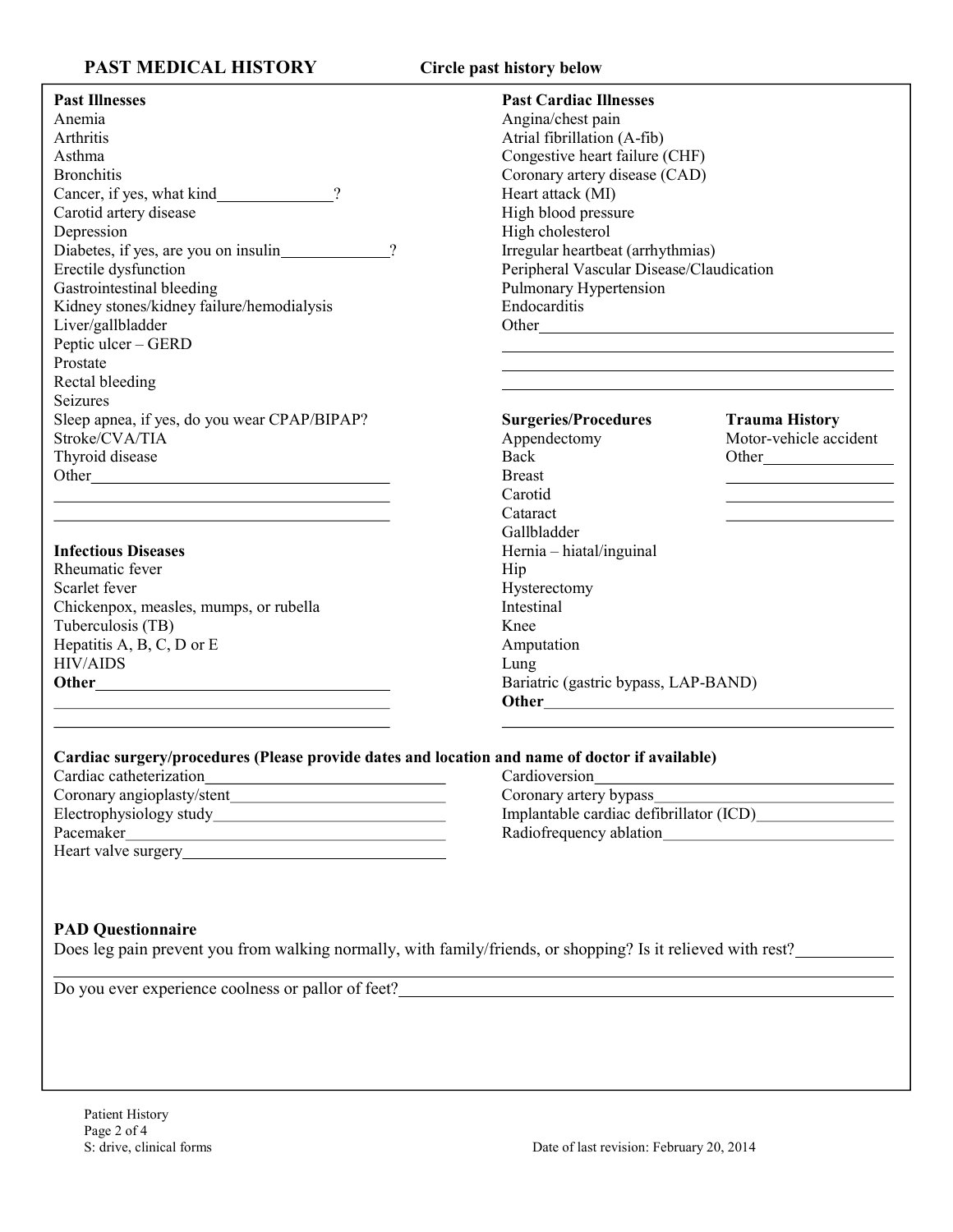## PAST MEDICAL HISTORY

**Circle past history below**

**Past Illnesses**

Anemia
Arthritis
Asthma
Bronchitis
Cancer, if yes, what kind______________?
Carotid artery disease
Depression
Diabetes, if yes, are you on insulin_____________?
Erectile dysfunction
Gastrointestinal bleeding
Kidney stones/kidney failure/hemodialysis
Liver/gallbladder
Peptic ulcer – GERD
Prostate
Rectal bleeding
Seizures
Sleep apnea, if yes, do you wear CPAP/BIPAP?
Stroke/CVA/TIA
Thyroid disease
Other_____________________________________

__________________________________________

__________________________________________

**Infectious Diseases**

Rheumatic fever
Scarlet fever
Chickenpox, measles, mumps, or rubella
Tuberculosis (TB)
Hepatitis A, B, C, D or E
HIV/AIDS
**Other**_____________________________________

__________________________________________

__________________________________________

**Past Cardiac Illnesses**

Angina/chest pain
Atrial fibrillation (A-fib)
Congestive heart failure (CHF)
Coronary artery disease (CAD)
Heart attack (MI)
High blood pressure
High cholesterol
Irregular heartbeat (arrhythmias)
Peripheral Vascular Disease/Claudication
Pulmonary Hypertension
Endocarditis
Other_____________________________________

__________________________________________

__________________________________________

__________________________________________

**Surgeries/Procedures**

Appendectomy
Back
Breast
Carotid
Cataract
Gallbladder
Hernia – hiatal/inguinal
Hip
Hysterectomy
Intestinal
Knee
Amputation
Lung
Bariatric (gastric bypass, LAP-BAND)
**Other**_____________________________________

__________________________________________

**Trauma History**

Motor-vehicle accident
Other________________

_____________________

_____________________

_____________________

**Cardiac surgery/procedures (Please provide dates and location and name of doctor if available)**

Cardiac catheterization______________________________
Coronary angioplasty/stent___________________________
Electrophysiology study_____________________________
Pacemaker______________________________________
Heart valve surgery_________________________________
Cardioversion_____________________________________
Coronary artery bypass______________________________
Implantable cardiac defibrillator (ICD)_________________
Radiofrequency ablation_____________________________

**PAD Questionnaire**

Does leg pain prevent you from walking normally, with family/friends, or shopping? Is it relieved with rest?___________

__________________________________________________________________________________

Do you ever experience coolness or pallor of feet?__________________________________________

Patient History
S: drive, clinical forms
Date of last revision: February 20, 2014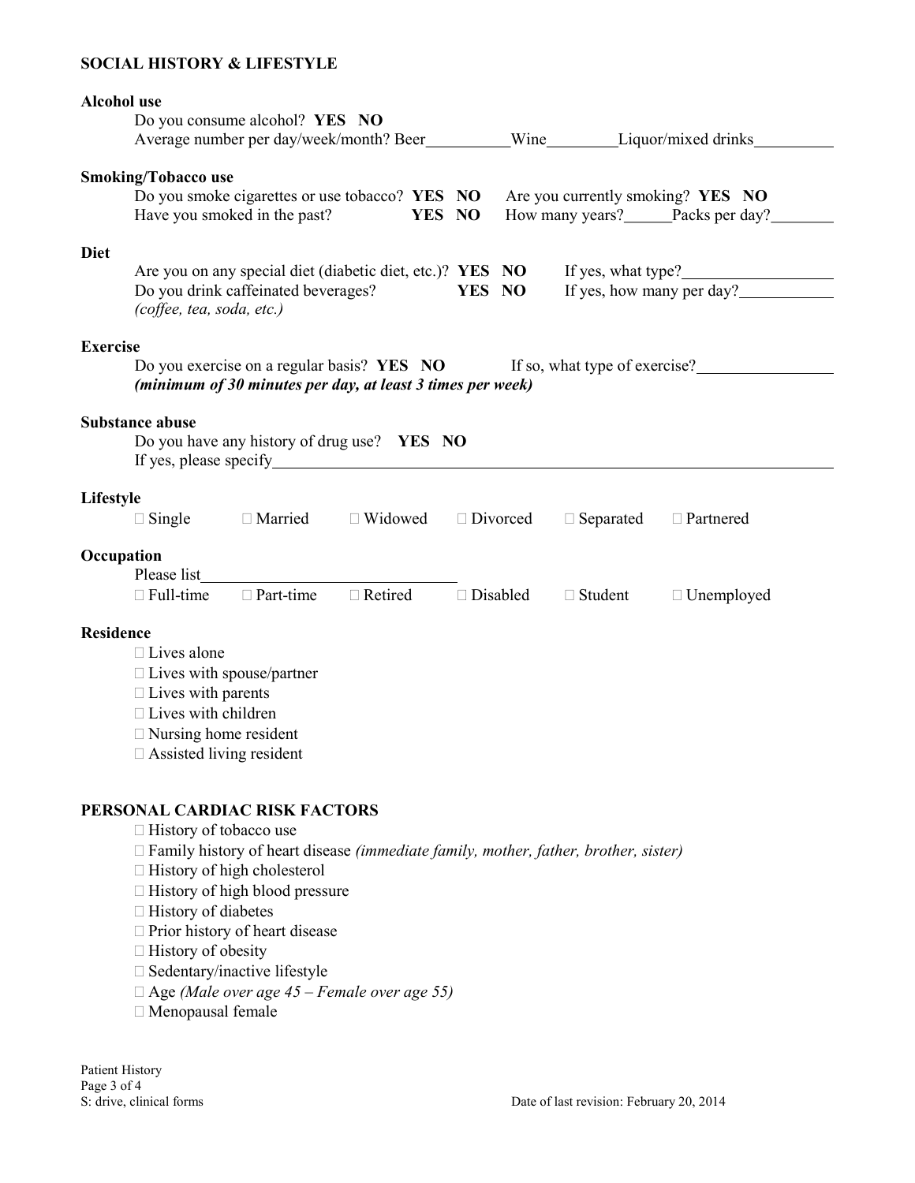## SOCIAL HISTORY & LIFESTYLE

**Alcohol use**

Do you consume alcohol? **YES NO**

Average number per day/week/month? Beer__________Wine________Liquor/mixed drinks_________

**Smoking/Tobacco use**

Do you smoke cigarettes or use tobacco? **YES NO** Are you currently smoking? **YES NO**

Have you smoked in the past? **YES NO** How many years?______Packs per day?________

**Diet**

Are you on any special diet (diabetic diet, etc.)? **YES NO** If yes, what type?__________________

Do you drink caffeinated beverages? **YES NO** If yes, how many per day?___________

*(coffee, tea, soda, etc.)*

**Exercise**

Do you exercise on a regular basis? **YES NO** If so, what type of exercise?________________

***(minimum of 30 minutes per day, at least 3 times per week)***

**Substance abuse**

Do you have any history of drug use? **YES NO**

If yes, please specify_________________________________________________________________

**Lifestyle**

☐ Single ☐ Married ☐ Widowed ☐ Divorced ☐ Separated ☐ Partnered

**Occupation**

Please list______________________________

☐ Full-time ☐ Part-time ☐ Retired ☐ Disabled ☐ Student ☐ Unemployed

**Residence**

- ☐ Lives alone
- ☐ Lives with spouse/partner
- ☐ Lives with parents
- ☐ Lives with children
- ☐ Nursing home resident
- ☐ Assisted living resident

## PERSONAL CARDIAC RISK FACTORS

- ☐ History of tobacco use
- ☐ Family history of heart disease *(immediate family, mother, father, brother, sister)*
- ☐ History of high cholesterol
- ☐ History of high blood pressure
- ☐ History of diabetes
- ☐ Prior history of heart disease
- ☐ History of obesity
- ☐ Sedentary/inactive lifestyle
- ☐ Age *(Male over age 45 – Female over age 55)*
- ☐ Menopausal female

Patient History
S: drive, clinical forms
Date of last revision: February 20, 2014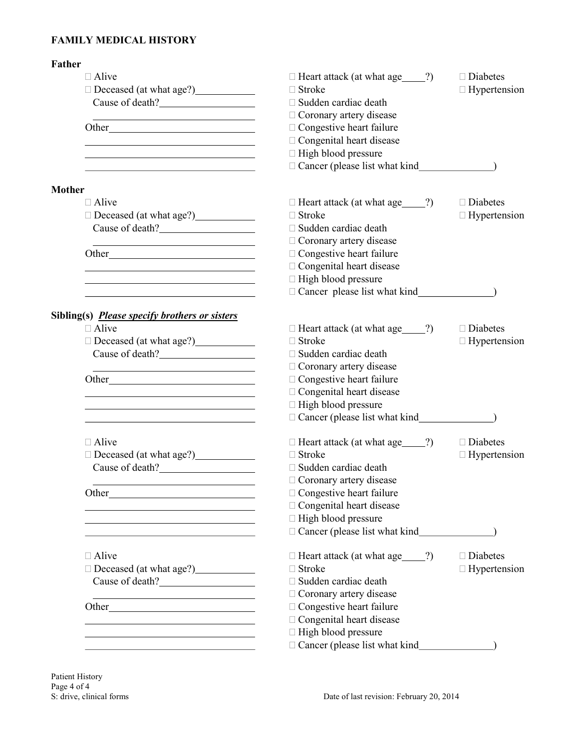**FAMILY MEDICAL HISTORY**

**Father**

- □ Alive
- □ Deceased (at what age?)\_\_\_\_\_\_\_\_\_\_\_
  Cause of death?\_\_\_\_\_\_\_\_\_\_\_\_\_\_\_\_\_\_

Other\_\_\_\_\_\_\_\_\_\_\_\_\_\_\_\_\_\_\_\_\_\_\_\_\_\_\_\_

- □ Heart attack (at what age\_\_\_\_?)
- □ Stroke
- □ Sudden cardiac death
- □ Coronary artery disease
- □ Congestive heart failure
- □ Congenital heart disease
- □ High blood pressure
- □ Cancer (please list what kind\_\_\_\_\_\_\_\_\_\_\_\_\_\_)
- □ Diabetes
- □ Hypertension

**Mother**

- □ Alive
- □ Deceased (at what age?)\_\_\_\_\_\_\_\_\_\_\_
  Cause of death?\_\_\_\_\_\_\_\_\_\_\_\_\_\_\_\_\_\_

Other\_\_\_\_\_\_\_\_\_\_\_\_\_\_\_\_\_\_\_\_\_\_\_\_\_\_\_\_

- □ Heart attack (at what age\_\_\_\_?)
- □ Stroke
- □ Sudden cardiac death
- □ Coronary artery disease
- □ Congestive heart failure
- □ Congenital heart disease
- □ High blood pressure
- □ Cancer please list what kind\_\_\_\_\_\_\_\_\_\_\_\_\_\_)
- □ Diabetes
- □ Hypertension

**Sibling(s)** ***Please specify brothers or sisters***

- □ Alive
- □ Deceased (at what age?)\_\_\_\_\_\_\_\_\_\_\_
  Cause of death?\_\_\_\_\_\_\_\_\_\_\_\_\_\_\_\_\_\_

Other\_\_\_\_\_\_\_\_\_\_\_\_\_\_\_\_\_\_\_\_\_\_\_\_\_\_\_\_

- □ Heart attack (at what age\_\_\_\_?)
- □ Stroke
- □ Sudden cardiac death
- □ Coronary artery disease
- □ Congestive heart failure
- □ Congenital heart disease
- □ High blood pressure
- □ Cancer (please list what kind\_\_\_\_\_\_\_\_\_\_\_\_\_\_)
- □ Diabetes
- □ Hypertension

---

- □ Alive
- □ Deceased (at what age?)\_\_\_\_\_\_\_\_\_\_\_
  Cause of death?\_\_\_\_\_\_\_\_\_\_\_\_\_\_\_\_\_\_

Other\_\_\_\_\_\_\_\_\_\_\_\_\_\_\_\_\_\_\_\_\_\_\_\_\_\_\_\_

- □ Heart attack (at what age\_\_\_\_?)
- □ Stroke
- □ Sudden cardiac death
- □ Coronary artery disease
- □ Congestive heart failure
- □ Congenital heart disease
- □ High blood pressure
- □ Cancer (please list what kind\_\_\_\_\_\_\_\_\_\_\_\_\_\_)
- □ Diabetes
- □ Hypertension

---

- □ Alive
- □ Deceased (at what age?)\_\_\_\_\_\_\_\_\_\_\_
  Cause of death?\_\_\_\_\_\_\_\_\_\_\_\_\_\_\_\_\_\_

Other\_\_\_\_\_\_\_\_\_\_\_\_\_\_\_\_\_\_\_\_\_\_\_\_\_\_\_\_

- □ Heart attack (at what age\_\_\_\_?)
- □ Stroke
- □ Sudden cardiac death
- □ Coronary artery disease
- □ Congestive heart failure
- □ Congenital heart disease
- □ High blood pressure
- □ Cancer (please list what kind\_\_\_\_\_\_\_\_\_\_\_\_\_\_)
- □ Diabetes
- □ Hypertension

Patient History
S: drive, clinical forms

Date of last revision: February 20, 2014